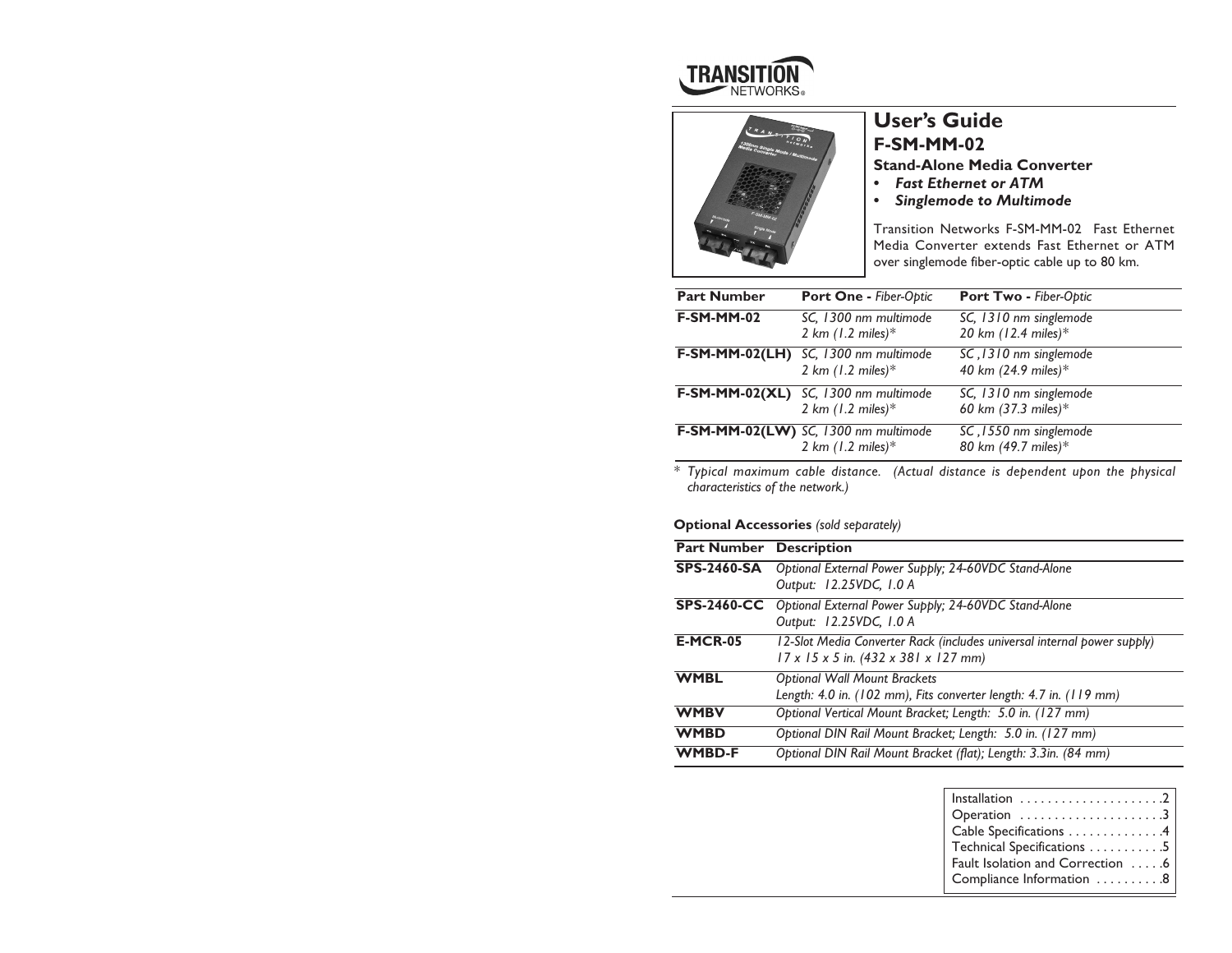# User's Guide

## F-SM-MM-02

### Stand-Alone Media Converter

- ***Fast Ethernet or ATM***
- ***Singlemode to Multimode***

Transition Networks F-SM-MM-02 Fast Ethernet Media Converter extends Fast Ethernet or ATM over singlemode fiber-optic cable up to 80 km.

| Part Number | Port One - *Fiber-Optic* | Port Two - *Fiber-Optic* |
|---|---|---|
| **F-SM-MM-02** | *SC, 1300 nm multimode 2 km (1.2 miles)** | *SC, 1310 nm singlemode 20 km (12.4 miles)** |
| **F-SM-MM-02(LH)** | *SC, 1300 nm multimode 2 km (1.2 miles)** | *SC ,1310 nm singlemode 40 km (24.9 miles)** |
| **F-SM-MM-02(XL)** | *SC, 1300 nm multimode 2 km (1.2 miles)** | *SC, 1310 nm singlemode 60 km (37.3 miles)** |
| **F-SM-MM-02(LW)** | *SC, 1300 nm multimode 2 km (1.2 miles)** | *SC ,1550 nm singlemode 80 km (49.7 miles)** |

\* *Typical maximum cable distance. (Actual distance is dependent upon the physical characteristics of the network.)*

**Optional Accessories** *(sold separately)*

| Part Number | Description |
|---|---|
| **SPS-2460-SA** | *Optional External Power Supply; 24-60VDC Stand-Alone Output: 12.25VDC, 1.0 A* |
| **SPS-2460-CC** | *Optional External Power Supply; 24-60VDC Stand-Alone Output: 12.25VDC, 1.0 A* |
| **E-MCR-05** | *12-Slot Media Converter Rack (includes universal internal power supply) 17 x 15 x 5 in. (432 x 381 x 127 mm)* |
| **WMBL** | *Optional Wall Mount Brackets Length: 4.0 in. (102 mm), Fits converter length: 4.7 in. (119 mm)* |
| **WMBV** | *Optional Vertical Mount Bracket; Length: 5.0 in. (127 mm)* |
| **WMBD** | *Optional DIN Rail Mount Bracket; Length: 5.0 in. (127 mm)* |
| **WMBD-F** | *Optional DIN Rail Mount Bracket (flat); Length: 3.3in. (84 mm)* |

Installation . . . . . . . . . . . . . . . . . . . . 2
Operation . . . . . . . . . . . . . . . . . . . . 3
Cable Specifications . . . . . . . . . . . . . 4
Technical Specifications . . . . . . . . . . . 5
Fault Isolation and Correction . . . . . 6
Compliance Information . . . . . . . . . 8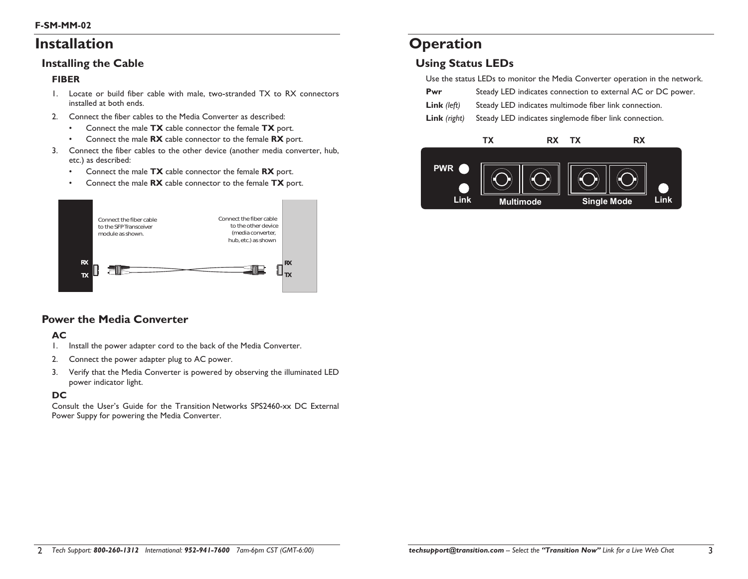# Installation

## Installing the Cable

### FIBER

1. Locate or build fiber cable with male, two-stranded TX to RX connectors installed at both ends.
2. Connect the fiber cables to the Media Converter as described:
   - Connect the male **TX** cable connector the female **TX** port.
   - Connect the male **RX** cable connector to the female **RX** port.
3. Connect the fiber cables to the other device (another media converter, hub, etc.) as described:
   - Connect the male **TX** cable connector the female **RX** port.
   - Connect the male **RX** cable connector to the female **TX** port.

Connect the fiber cable to the SFP Transceiver module as shown.

Connect the fiber cable to the other device (media converter, hub, etc.) as shown

## Power the Media Converter

### AC

1. Install the power adapter cord to the back of the Media Converter.
2. Connect the power adapter plug to AC power.
3. Verify that the Media Converter is powered by observing the illuminated LED power indicator light.

### DC

Consult the User's Guide for the Transition Networks SPS2460-xx DC External Power Suppy for powering the Media Converter.

# Operation

## Using Status LEDs

Use the status LEDs to monitor the Media Converter operation in the network.

| | |
|---|---|
| **Pwr** | Steady LED indicates connection to external AC or DC power. |
| **Link** *(left)* | Steady LED indicates multimode fiber link connection. |
| **Link** *(right)* | Steady LED indicates singlemode fiber link connection. |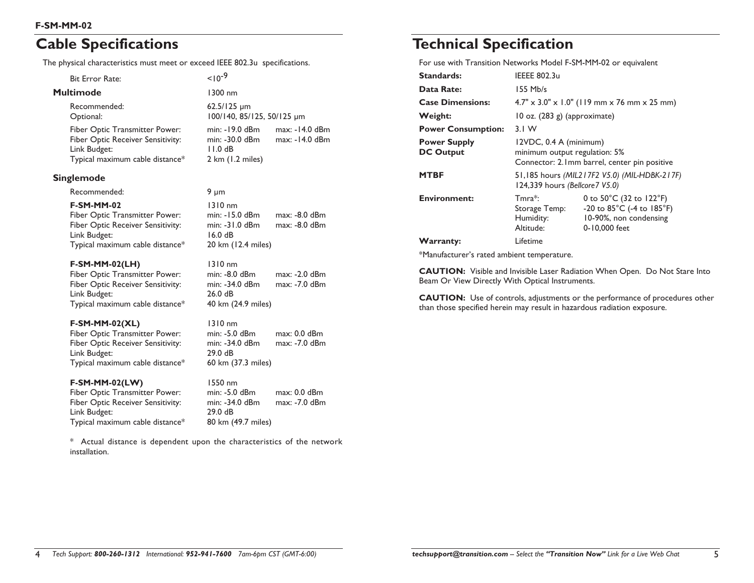**F-SM-MM-02**

## Cable Specifications

The physical characteristics must meet or exceed IEEE 802.3u specifications.

| | | |
|---|---|---|
| Bit Error Rate: | $<10^{-9}$ | |
| **Multimode** | 1300 nm | |
| Recommended: | 62.5/125 µm | |
| Optional: | 100/140, 85/125, 50/125 µm | |
| Fiber Optic Transmitter Power: | min: -19.0 dBm | max: -14.0 dBm |
| Fiber Optic Receiver Sensitivity: | min: -30.0 dBm | max: -14.0 dBm |
| Link Budget: | 11.0 dB | |
| Typical maximum cable distance* | 2 km (1.2 miles) | |
| **Singlemode** | | |
| Recommended: | 9 µm | |
| **F-SM-MM-02** | 1310 nm | |
| Fiber Optic Transmitter Power: | min: -15.0 dBm | max: -8.0 dBm |
| Fiber Optic Receiver Sensitivity: | min: -31.0 dBm | max: -8.0 dBm |
| Link Budget: | 16.0 dB | |
| Typical maximum cable distance* | 20 km (12.4 miles) | |
| **F-SM-MM-02(LH)** | 1310 nm | |
| Fiber Optic Transmitter Power: | min: -8.0 dBm | max: -2.0 dBm |
| Fiber Optic Receiver Sensitivity: | min: -34.0 dBm | max: -7.0 dBm |
| Link Budget: | 26.0 dB | |
| Typical maximum cable distance* | 40 km (24.9 miles) | |
| **F-SM-MM-02(XL)** | 1310 nm | |
| Fiber Optic Transmitter Power: | min: -5.0 dBm | max: 0.0 dBm |
| Fiber Optic Receiver Sensitivity: | min: -34.0 dBm | max: -7.0 dBm |
| Link Budget: | 29.0 dB | |
| Typical maximum cable distance* | 60 km (37.3 miles) | |
| **F-SM-MM-02(LW)** | 1550 nm | |
| Fiber Optic Transmitter Power: | min: -5.0 dBm | max: 0.0 dBm |
| Fiber Optic Receiver Sensitivity: | min: -34.0 dBm | max: -7.0 dBm |
| Link Budget: | 29.0 dB | |
| Typical maximum cable distance* | 80 km (49.7 miles) | |

\* Actual distance is dependent upon the characteristics of the network installation.

## Technical Specification

For use with Transition Networks Model F-SM-MM-02 or equivalent

| | | |
|---|---|---|
| **Standards:** | IEEEE 802.3u | |
| **Data Rate:** | 155 Mb/s | |
| **Case Dimensions:** | 4.7" x 3.0" x 1.0" (119 mm x 76 mm x 25 mm) | |
| **Weight:** | 10 oz. (283 g) (approximate) | |
| **Power Consumption:** | 3.1 W | |
| **Power Supply DC Output** | 12VDC, 0.4 A (minimum)<br>minimum output regulation: 5%<br>Connector: 2.1mm barrel, center pin positive | |
| **MTBF** | 51,185 hours *(MIL217F2 V5.0) (MIL-HDBK-217F)*<br>124,339 hours *(Bellcore7 V5.0)* | |
| **Environment:** | Tmra*: | 0 to 50°C (32 to 122°F) |
| | Storage Temp: | -20 to 85°C (-4 to 185°F) |
| | Humidity: | 10-90%, non condensing |
| | Altitude: | 0-10,000 feet |
| **Warranty:** | Lifetime | |

*Manufacturer's rated ambient temperature.

**CAUTION:** Visible and Invisible Laser Radiation When Open. Do Not Stare Into Beam Or View Directly With Optical Instruments.

**CAUTION:** Use of controls, adjustments or the performance of procedures other than those specified herein may result in hazardous radiation exposure.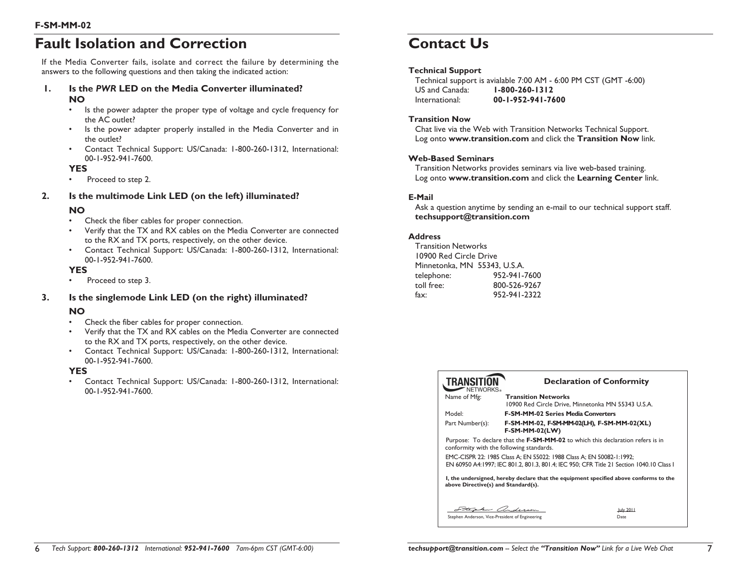# Fault Isolation and Correction

If the Media Converter fails, isolate and correct the failure by determining the answers to the following questions and then taking the indicated action:

**1. Is the *PWR* LED on the Media Converter illuminated?**

**NO**

- Is the power adapter the proper type of voltage and cycle frequency for the AC outlet?
- Is the power adapter properly installed in the Media Converter and in the outlet?
- Contact Technical Support: US/Canada: 1-800-260-1312, International: 00-1-952-941-7600.

**YES**

- Proceed to step 2.

**2. Is the multimode Link LED (on the left) illuminated?**

**NO**

- Check the fiber cables for proper connection.
- Verify that the TX and RX cables on the Media Converter are connected to the RX and TX ports, respectively, on the other device.
- Contact Technical Support: US/Canada: 1-800-260-1312, International: 00-1-952-941-7600.

**YES**

- Proceed to step 3.

**3. Is the singlemode Link LED (on the right) illuminated?**

**NO**

- Check the fiber cables for proper connection.
- Verify that the TX and RX cables on the Media Converter are connected to the RX and TX ports, respectively, on the other device.
- Contact Technical Support: US/Canada: 1-800-260-1312, International: 00-1-952-941-7600.

**YES**

- Contact Technical Support: US/Canada: 1-800-260-1312, International: 00-1-952-941-7600.

# Contact Us

**Technical Support**

Technical support is avialable 7:00 AM - 6:00 PM CST (GMT -6:00)

| | |
|---|---|
| US and Canada: | **1-800-260-1312** |
| International: | **00-1-952-941-7600** |

**Transition Now**

Chat live via the Web with Transition Networks Technical Support.
Log onto **www.transition.com** and click the **Transition Now** link.

**Web-Based Seminars**

Transition Networks provides seminars via live web-based training.
Log onto **www.transition.com** and click the **Learning Center** link.

**E-Mail**

Ask a question anytime by sending an e-mail to our technical support staff.
**techsupport@transition.com**

**Address**

Transition Networks
10900 Red Circle Drive
Minnetonka, MN 55343, U.S.A.

| | |
|---|---|
| telephone: | 952-941-7600 |
| toll free: | 800-526-9267 |
| fax: | 952-941-2322 |

**Declaration of Conformity**

TRANSITION NETWORKS®

| | |
|---|---|
| Name of Mfg: | **Transition Networks** 10900 Red Circle Drive, Minnetonka MN 55343 U.S.A. |
| Model: | **F-SM-MM-02 Series Media Converters** |
| Part Number(s): | **F-SM-MM-02, F-SM-MM-02(LH), F-SM-MM-02(XL) F-SM-MM-02(LW)** |

Purpose: To declare that the **F-SM-MM-02** to which this declaration refers is in conformity with the following standards.

EMC-CISPR 22: 1985 Class A; EN 55022: 1988 Class A; EN 50082-1:1992; EN 60950 A4:1997; IEC 801.2, 801.3, 801.4; IEC 950; CFR Title 21 Section 1040.10 Class I

**I, the undersigned, hereby declare that the equipment specified above conforms to the above Directive(s) and Standard(s).**

Stephen Anderson, Vice-President of Engineering — Date: July 2011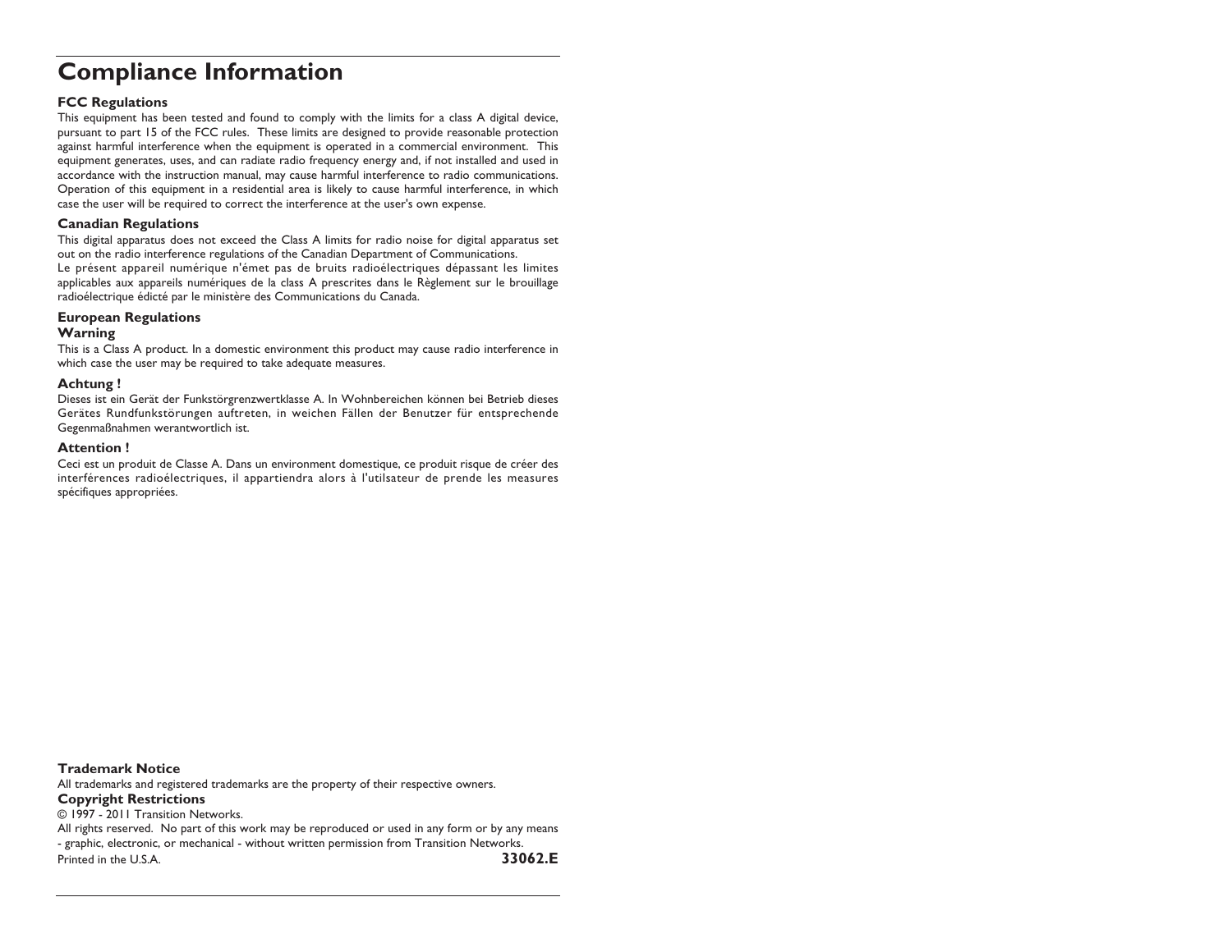# Compliance Information

### FCC Regulations

This equipment has been tested and found to comply with the limits for a class A digital device, pursuant to part 15 of the FCC rules. These limits are designed to provide reasonable protection against harmful interference when the equipment is operated in a commercial environment. This equipment generates, uses, and can radiate radio frequency energy and, if not installed and used in accordance with the instruction manual, may cause harmful interference to radio communications. Operation of this equipment in a residential area is likely to cause harmful interference, in which case the user will be required to correct the interference at the user's own expense.

### Canadian Regulations

This digital apparatus does not exceed the Class A limits for radio noise for digital apparatus set out on the radio interference regulations of the Canadian Department of Communications.

Le présent appareil numérique n'émet pas de bruits radioélectriques dépassant les limites applicables aux appareils numériques de la class A prescrites dans le Règlement sur le brouillage radioélectrique édicté par le ministère des Communications du Canada.

### European Regulations

#### Warning

This is a Class A product. In a domestic environment this product may cause radio interference in which case the user may be required to take adequate measures.

#### Achtung !

Dieses ist ein Gerät der Funkstörgrenzwertklasse A. In Wohnbereichen können bei Betrieb dieses Gerätes Rundfunkstörungen auftreten, in weichen Fällen der Benutzer für entsprechende Gegenmaßnahmen werantwortlich ist.

#### Attention !

Ceci est un produit de Classe A. Dans un environment domestique, ce produit risque de créer des interférences radioélectriques, il appartiendra alors à l'utilsateur de prende les measures spécifiques appropriées.

### Trademark Notice

All trademarks and registered trademarks are the property of their respective owners.

### Copyright Restrictions

© 1997 - 2011 Transition Networks.

All rights reserved. No part of this work may be reproduced or used in any form or by any means - graphic, electronic, or mechanical - without written permission from Transition Networks.

Printed in the U.S.A. **33062.E**